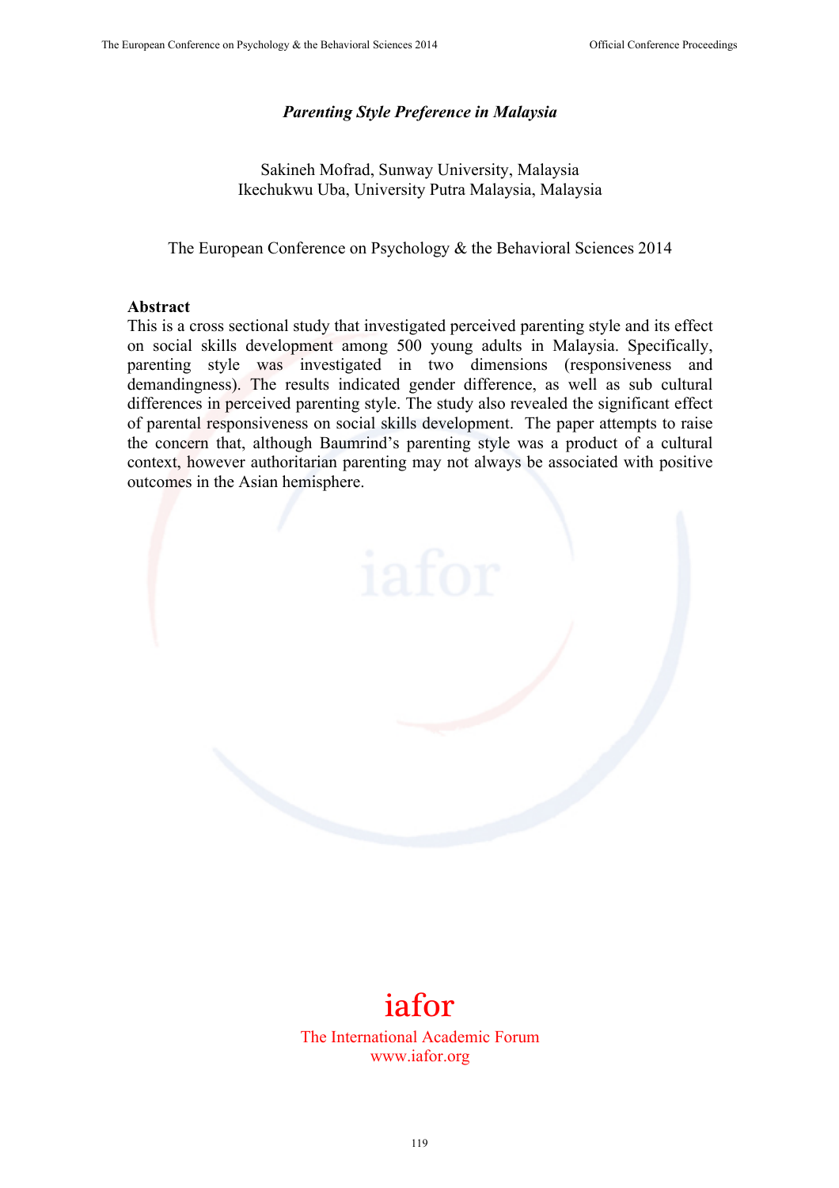***Parenting Style Preference in Malaysia***

Sakineh Mofrad, Sunway University, Malaysia
Ikechukwu Uba, University Putra Malaysia, Malaysia

The European Conference on Psychology & the Behavioral Sciences 2014

**Abstract**

This is a cross sectional study that investigated perceived parenting style and its effect on social skills development among 500 young adults in Malaysia. Specifically, parenting style was investigated in two dimensions (responsiveness and demandingness). The results indicated gender difference, as well as sub cultural differences in perceived parenting style. The study also revealed the significant effect of parental responsiveness on social skills development. The paper attempts to raise the concern that, although Baumrind's parenting style was a product of a cultural context, however authoritarian parenting may not always be associated with positive outcomes in the Asian hemisphere.

iafor

The International Academic Forum
www.iafor.org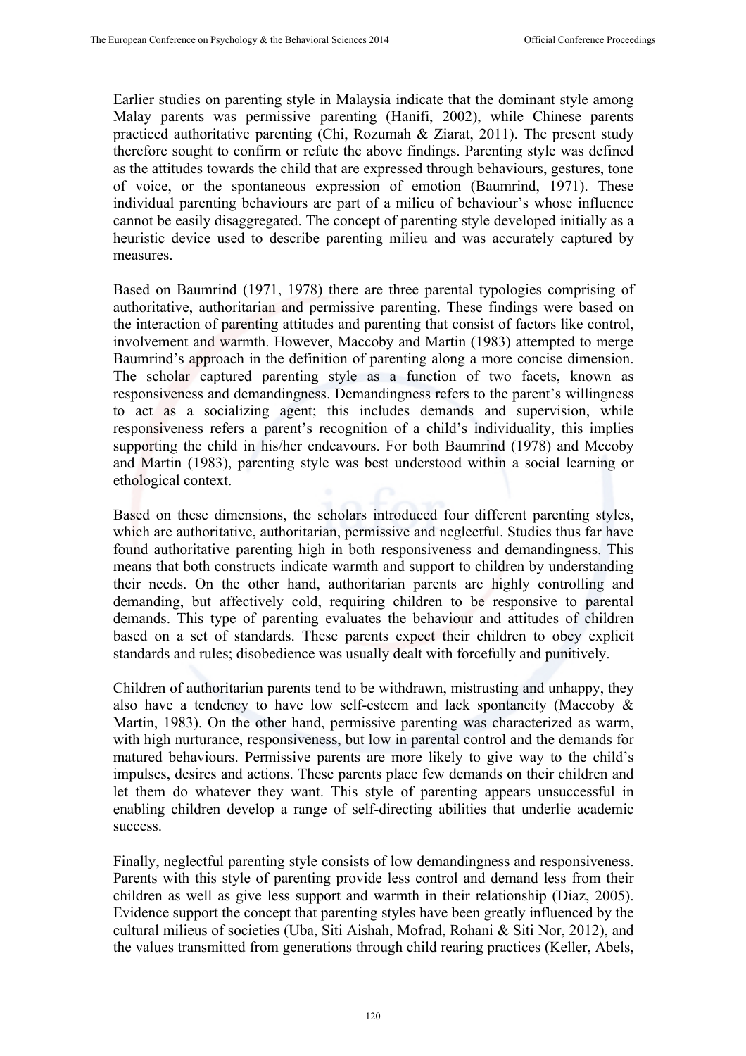Earlier studies on parenting style in Malaysia indicate that the dominant style among Malay parents was permissive parenting (Hanifi, 2002), while Chinese parents practiced authoritative parenting (Chi, Rozumah & Ziarat, 2011). The present study therefore sought to confirm or refute the above findings. Parenting style was defined as the attitudes towards the child that are expressed through behaviours, gestures, tone of voice, or the spontaneous expression of emotion (Baumrind, 1971). These individual parenting behaviours are part of a milieu of behaviour's whose influence cannot be easily disaggregated. The concept of parenting style developed initially as a heuristic device used to describe parenting milieu and was accurately captured by measures.

Based on Baumrind (1971, 1978) there are three parental typologies comprising of authoritative, authoritarian and permissive parenting. These findings were based on the interaction of parenting attitudes and parenting that consist of factors like control, involvement and warmth. However, Maccoby and Martin (1983) attempted to merge Baumrind's approach in the definition of parenting along a more concise dimension. The scholar captured parenting style as a function of two facets, known as responsiveness and demandingness. Demandingness refers to the parent's willingness to act as a socializing agent; this includes demands and supervision, while responsiveness refers a parent's recognition of a child's individuality, this implies supporting the child in his/her endeavours. For both Baumrind (1978) and Mccoby and Martin (1983), parenting style was best understood within a social learning or ethological context.

Based on these dimensions, the scholars introduced four different parenting styles, which are authoritative, authoritarian, permissive and neglectful. Studies thus far have found authoritative parenting high in both responsiveness and demandingness. This means that both constructs indicate warmth and support to children by understanding their needs. On the other hand, authoritarian parents are highly controlling and demanding, but affectively cold, requiring children to be responsive to parental demands. This type of parenting evaluates the behaviour and attitudes of children based on a set of standards. These parents expect their children to obey explicit standards and rules; disobedience was usually dealt with forcefully and punitively.

Children of authoritarian parents tend to be withdrawn, mistrusting and unhappy, they also have a tendency to have low self-esteem and lack spontaneity (Maccoby & Martin, 1983). On the other hand, permissive parenting was characterized as warm, with high nurturance, responsiveness, but low in parental control and the demands for matured behaviours. Permissive parents are more likely to give way to the child's impulses, desires and actions. These parents place few demands on their children and let them do whatever they want. This style of parenting appears unsuccessful in enabling children develop a range of self-directing abilities that underlie academic success.

Finally, neglectful parenting style consists of low demandingness and responsiveness. Parents with this style of parenting provide less control and demand less from their children as well as give less support and warmth in their relationship (Diaz, 2005). Evidence support the concept that parenting styles have been greatly influenced by the cultural milieus of societies (Uba, Siti Aishah, Mofrad, Rohani & Siti Nor, 2012), and the values transmitted from generations through child rearing practices (Keller, Abels,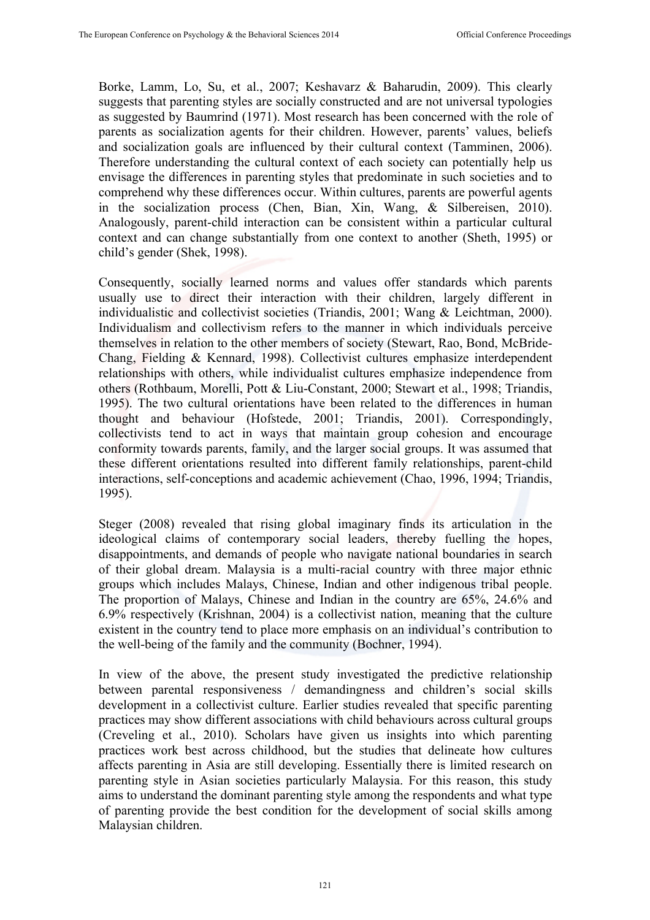Borke, Lamm, Lo, Su, et al., 2007; Keshavarz & Baharudin, 2009). This clearly suggests that parenting styles are socially constructed and are not universal typologies as suggested by Baumrind (1971). Most research has been concerned with the role of parents as socialization agents for their children. However, parents' values, beliefs and socialization goals are influenced by their cultural context (Tamminen, 2006). Therefore understanding the cultural context of each society can potentially help us envisage the differences in parenting styles that predominate in such societies and to comprehend why these differences occur. Within cultures, parents are powerful agents in the socialization process (Chen, Bian, Xin, Wang, & Silbereisen, 2010). Analogously, parent-child interaction can be consistent within a particular cultural context and can change substantially from one context to another (Sheth, 1995) or child's gender (Shek, 1998).

Consequently, socially learned norms and values offer standards which parents usually use to direct their interaction with their children, largely different in individualistic and collectivist societies (Triandis, 2001; Wang & Leichtman, 2000). Individualism and collectivism refers to the manner in which individuals perceive themselves in relation to the other members of society (Stewart, Rao, Bond, McBride-Chang, Fielding & Kennard, 1998). Collectivist cultures emphasize interdependent relationships with others, while individualist cultures emphasize independence from others (Rothbaum, Morelli, Pott & Liu-Constant, 2000; Stewart et al., 1998; Triandis, 1995). The two cultural orientations have been related to the differences in human thought and behaviour (Hofstede, 2001; Triandis, 2001). Correspondingly, collectivists tend to act in ways that maintain group cohesion and encourage conformity towards parents, family, and the larger social groups. It was assumed that these different orientations resulted into different family relationships, parent-child interactions, self-conceptions and academic achievement (Chao, 1996, 1994; Triandis, 1995).

Steger (2008) revealed that rising global imaginary finds its articulation in the ideological claims of contemporary social leaders, thereby fuelling the hopes, disappointments, and demands of people who navigate national boundaries in search of their global dream. Malaysia is a multi-racial country with three major ethnic groups which includes Malays, Chinese, Indian and other indigenous tribal people. The proportion of Malays, Chinese and Indian in the country are 65%, 24.6% and 6.9% respectively (Krishnan, 2004) is a collectivist nation, meaning that the culture existent in the country tend to place more emphasis on an individual's contribution to the well-being of the family and the community (Bochner, 1994).

In view of the above, the present study investigated the predictive relationship between parental responsiveness / demandingness and children's social skills development in a collectivist culture. Earlier studies revealed that specific parenting practices may show different associations with child behaviours across cultural groups (Creveling et al., 2010). Scholars have given us insights into which parenting practices work best across childhood, but the studies that delineate how cultures affects parenting in Asia are still developing. Essentially there is limited research on parenting style in Asian societies particularly Malaysia. For this reason, this study aims to understand the dominant parenting style among the respondents and what type of parenting provide the best condition for the development of social skills among Malaysian children.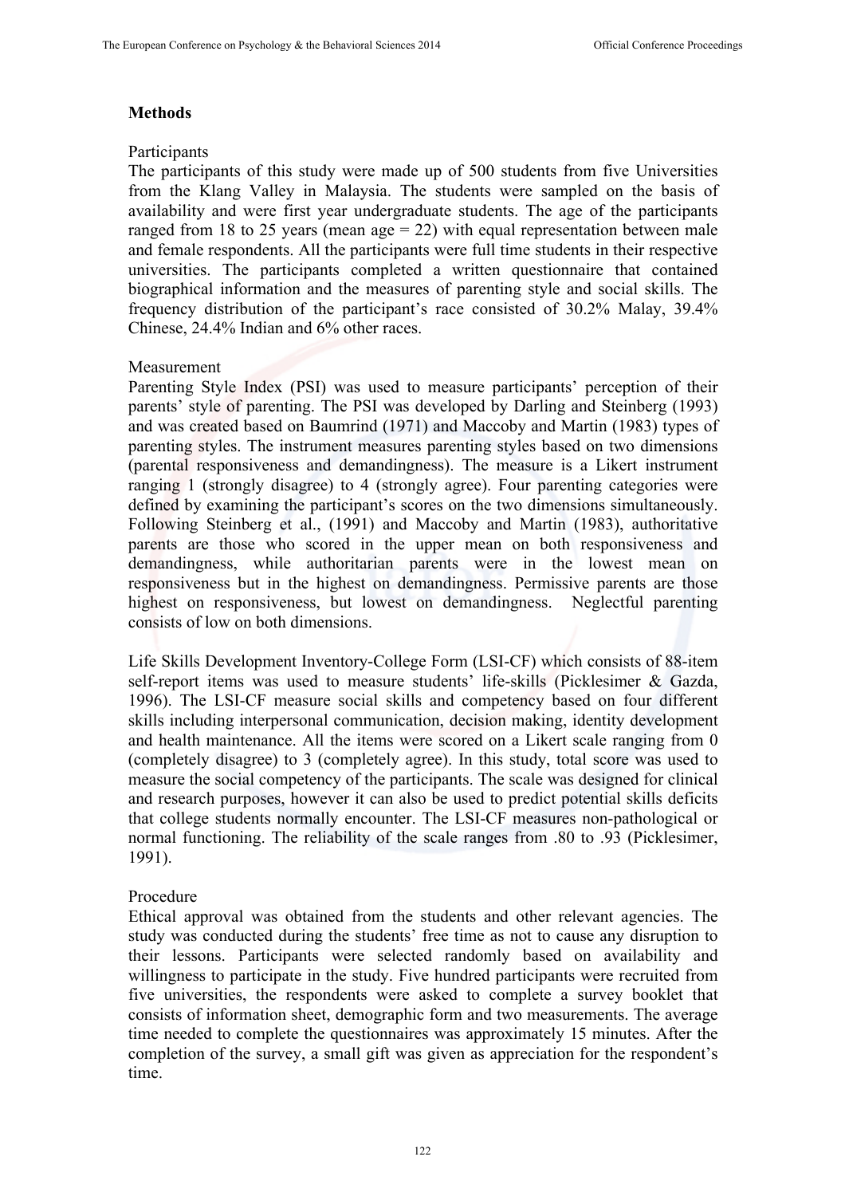**Methods**

Participants

The participants of this study were made up of 500 students from five Universities from the Klang Valley in Malaysia. The students were sampled on the basis of availability and were first year undergraduate students. The age of the participants ranged from 18 to 25 years (mean age = 22) with equal representation between male and female respondents. All the participants were full time students in their respective universities. The participants completed a written questionnaire that contained biographical information and the measures of parenting style and social skills. The frequency distribution of the participant's race consisted of 30.2% Malay, 39.4% Chinese, 24.4% Indian and 6% other races.

Measurement

Parenting Style Index (PSI) was used to measure participants' perception of their parents' style of parenting. The PSI was developed by Darling and Steinberg (1993) and was created based on Baumrind (1971) and Maccoby and Martin (1983) types of parenting styles. The instrument measures parenting styles based on two dimensions (parental responsiveness and demandingness). The measure is a Likert instrument ranging 1 (strongly disagree) to 4 (strongly agree). Four parenting categories were defined by examining the participant's scores on the two dimensions simultaneously. Following Steinberg et al., (1991) and Maccoby and Martin (1983), authoritative parents are those who scored in the upper mean on both responsiveness and demandingness, while authoritarian parents were in the lowest mean on responsiveness but in the highest on demandingness. Permissive parents are those highest on responsiveness, but lowest on demandingness. Neglectful parenting consists of low on both dimensions.

Life Skills Development Inventory-College Form (LSI-CF) which consists of 88-item self-report items was used to measure students' life-skills (Picklesimer & Gazda, 1996). The LSI-CF measure social skills and competency based on four different skills including interpersonal communication, decision making, identity development and health maintenance. All the items were scored on a Likert scale ranging from 0 (completely disagree) to 3 (completely agree). In this study, total score was used to measure the social competency of the participants. The scale was designed for clinical and research purposes, however it can also be used to predict potential skills deficits that college students normally encounter. The LSI-CF measures non-pathological or normal functioning. The reliability of the scale ranges from .80 to .93 (Picklesimer, 1991).

Procedure

Ethical approval was obtained from the students and other relevant agencies. The study was conducted during the students' free time as not to cause any disruption to their lessons. Participants were selected randomly based on availability and willingness to participate in the study. Five hundred participants were recruited from five universities, the respondents were asked to complete a survey booklet that consists of information sheet, demographic form and two measurements. The average time needed to complete the questionnaires was approximately 15 minutes. After the completion of the survey, a small gift was given as appreciation for the respondent's time.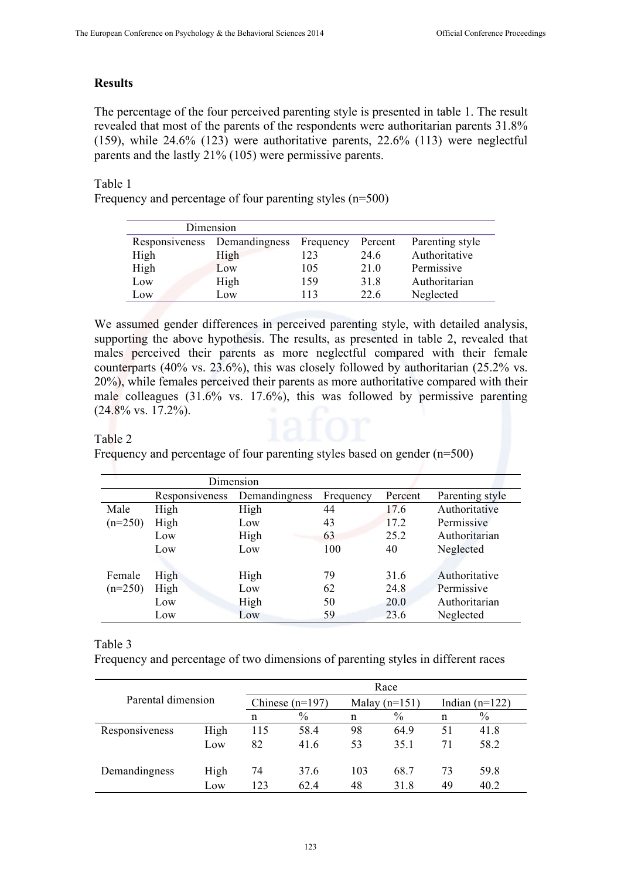## Results

The percentage of the four perceived parenting style is presented in table 1. The result revealed that most of the parents of the respondents were authoritarian parents 31.8% (159), while 24.6% (123) were authoritative parents, 22.6% (113) were neglectful parents and the lastly 21% (105) were permissive parents.

Table 1
Frequency and percentage of four parenting styles (n=500)

| Dimension | | | | |
|---|---|---|---|---|
| Responsiveness | Demandingness | Frequency | Percent | Parenting style |
| High | High | 123 | 24.6 | Authoritative |
| High | Low | 105 | 21.0 | Permissive |
| Low | High | 159 | 31.8 | Authoritarian |
| Low | Low | 113 | 22.6 | Neglected |

We assumed gender differences in perceived parenting style, with detailed analysis, supporting the above hypothesis. The results, as presented in table 2, revealed that males perceived their parents as more neglectful compared with their female counterparts (40% vs. 23.6%), this was closely followed by authoritarian (25.2% vs. 20%), while females perceived their parents as more authoritative compared with their male colleagues (31.6% vs. 17.6%), this was followed by permissive parenting (24.8% vs. 17.2%).

Table 2
Frequency and percentage of four parenting styles based on gender (n=500)

| | Dimension | | | | |
|---|---|---|---|---|---|
| | Responsiveness | Demandingness | Frequency | Percent | Parenting style |
| Male | High | High | 44 | 17.6 | Authoritative |
| (n=250) | High | Low | 43 | 17.2 | Permissive |
| | Low | High | 63 | 25.2 | Authoritarian |
| | Low | Low | 100 | 40 | Neglected |
| Female | High | High | 79 | 31.6 | Authoritative |
| (n=250) | High | Low | 62 | 24.8 | Permissive |
| | Low | High | 50 | 20.0 | Authoritarian |
| | Low | Low | 59 | 23.6 | Neglected |

Table 3
Frequency and percentage of two dimensions of parenting styles in different races

| Parental dimension | | Race | | | | | |
|---|---|---|---|---|---|---|---|
| | | Chinese (n=197) | | Malay (n=151) | | Indian (n=122) | |
| | | n | % | n | % | n | % |
| Responsiveness | High | 115 | 58.4 | 98 | 64.9 | 51 | 41.8 |
| | Low | 82 | 41.6 | 53 | 35.1 | 71 | 58.2 |
| Demandingness | High | 74 | 37.6 | 103 | 68.7 | 73 | 59.8 |
| | Low | 123 | 62.4 | 48 | 31.8 | 49 | 40.2 |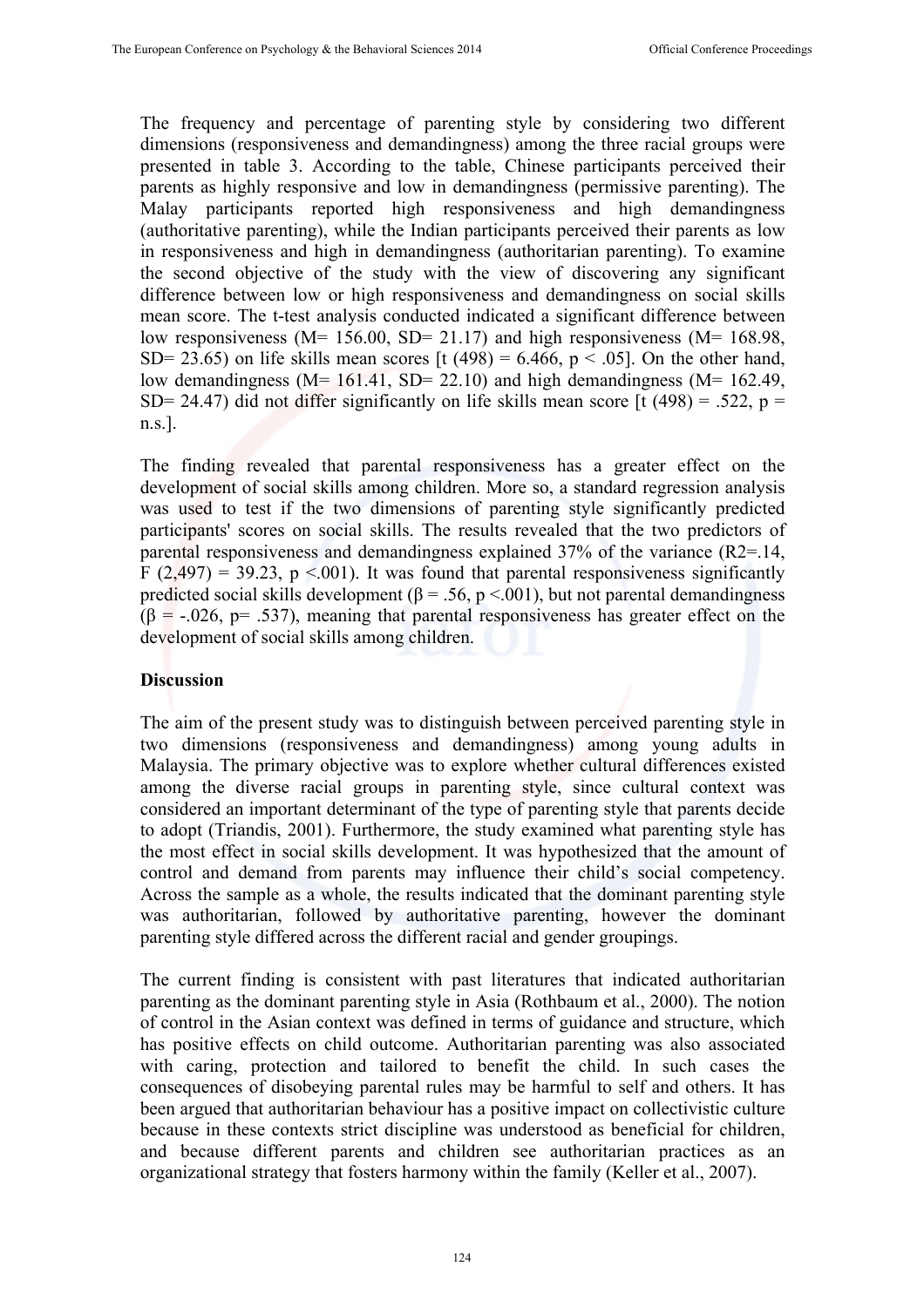The frequency and percentage of parenting style by considering two different dimensions (responsiveness and demandingness) among the three racial groups were presented in table 3. According to the table, Chinese participants perceived their parents as highly responsive and low in demandingness (permissive parenting). The Malay participants reported high responsiveness and high demandingness (authoritative parenting), while the Indian participants perceived their parents as low in responsiveness and high in demandingness (authoritarian parenting). To examine the second objective of the study with the view of discovering any significant difference between low or high responsiveness and demandingness on social skills mean score. The t-test analysis conducted indicated a significant difference between low responsiveness (M= 156.00, SD= 21.17) and high responsiveness (M= 168.98, SD= 23.65) on life skills mean scores [t (498) = 6.466, $p < .05$]. On the other hand, low demandingness (M= 161.41, SD= 22.10) and high demandingness (M= 162.49, SD= 24.47) did not differ significantly on life skills mean score [t (498) = .522, p = n.s.].

The finding revealed that parental responsiveness has a greater effect on the development of social skills among children. More so, a standard regression analysis was used to test if the two dimensions of parenting style significantly predicted participants' scores on social skills. The results revealed that the two predictors of parental responsiveness and demandingness explained 37% of the variance ($R^2$=.14, $F$ (2,497) = 39.23, $p$ <.001). It was found that parental responsiveness significantly predicted social skills development ($\beta$ = .56, $p$ <.001), but not parental demandingness ($\beta$ = -.026, $p$= .537), meaning that parental responsiveness has greater effect on the development of social skills among children.

**Discussion**

The aim of the present study was to distinguish between perceived parenting style in two dimensions (responsiveness and demandingness) among young adults in Malaysia. The primary objective was to explore whether cultural differences existed among the diverse racial groups in parenting style, since cultural context was considered an important determinant of the type of parenting style that parents decide to adopt (Triandis, 2001). Furthermore, the study examined what parenting style has the most effect in social skills development. It was hypothesized that the amount of control and demand from parents may influence their child's social competency. Across the sample as a whole, the results indicated that the dominant parenting style was authoritarian, followed by authoritative parenting, however the dominant parenting style differed across the different racial and gender groupings.

The current finding is consistent with past literatures that indicated authoritarian parenting as the dominant parenting style in Asia (Rothbaum et al., 2000). The notion of control in the Asian context was defined in terms of guidance and structure, which has positive effects on child outcome. Authoritarian parenting was also associated with caring, protection and tailored to benefit the child. In such cases the consequences of disobeying parental rules may be harmful to self and others. It has been argued that authoritarian behaviour has a positive impact on collectivistic culture because in these contexts strict discipline was understood as beneficial for children, and because different parents and children see authoritarian practices as an organizational strategy that fosters harmony within the family (Keller et al., 2007).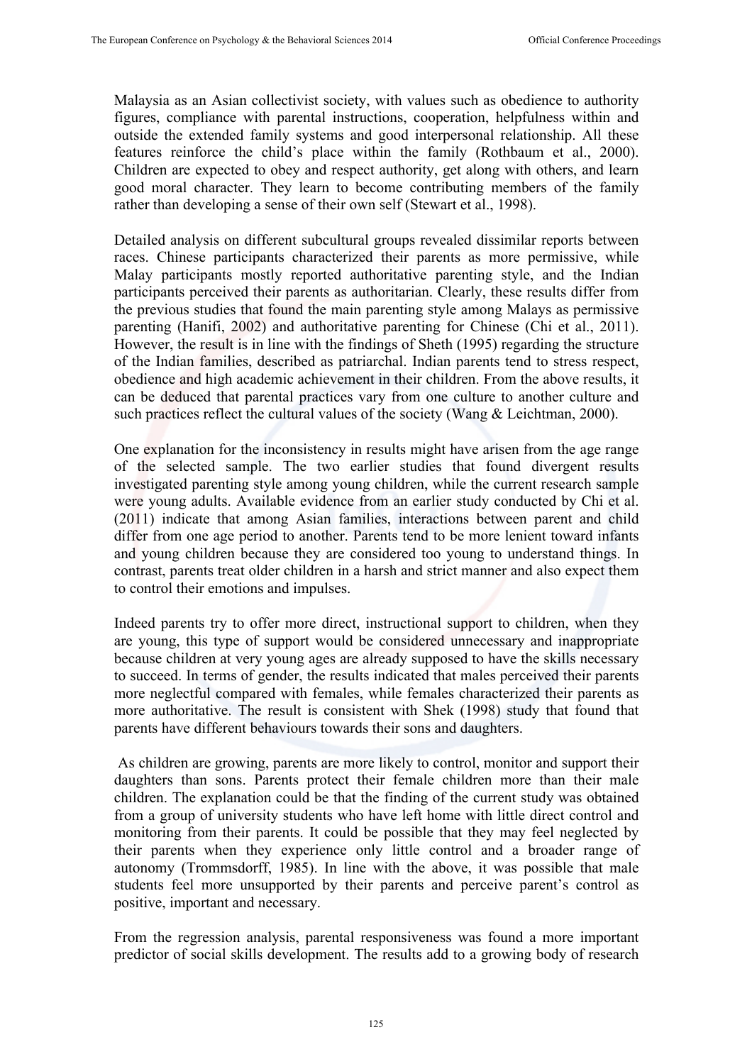Malaysia as an Asian collectivist society, with values such as obedience to authority figures, compliance with parental instructions, cooperation, helpfulness within and outside the extended family systems and good interpersonal relationship. All these features reinforce the child's place within the family (Rothbaum et al., 2000). Children are expected to obey and respect authority, get along with others, and learn good moral character. They learn to become contributing members of the family rather than developing a sense of their own self (Stewart et al., 1998).

Detailed analysis on different subcultural groups revealed dissimilar reports between races. Chinese participants characterized their parents as more permissive, while Malay participants mostly reported authoritative parenting style, and the Indian participants perceived their parents as authoritarian. Clearly, these results differ from the previous studies that found the main parenting style among Malays as permissive parenting (Hanifi, 2002) and authoritative parenting for Chinese (Chi et al., 2011). However, the result is in line with the findings of Sheth (1995) regarding the structure of the Indian families, described as patriarchal. Indian parents tend to stress respect, obedience and high academic achievement in their children. From the above results, it can be deduced that parental practices vary from one culture to another culture and such practices reflect the cultural values of the society (Wang & Leichtman, 2000).

One explanation for the inconsistency in results might have arisen from the age range of the selected sample. The two earlier studies that found divergent results investigated parenting style among young children, while the current research sample were young adults. Available evidence from an earlier study conducted by Chi et al. (2011) indicate that among Asian families, interactions between parent and child differ from one age period to another. Parents tend to be more lenient toward infants and young children because they are considered too young to understand things. In contrast, parents treat older children in a harsh and strict manner and also expect them to control their emotions and impulses.

Indeed parents try to offer more direct, instructional support to children, when they are young, this type of support would be considered unnecessary and inappropriate because children at very young ages are already supposed to have the skills necessary to succeed. In terms of gender, the results indicated that males perceived their parents more neglectful compared with females, while females characterized their parents as more authoritative. The result is consistent with Shek (1998) study that found that parents have different behaviours towards their sons and daughters.

As children are growing, parents are more likely to control, monitor and support their daughters than sons. Parents protect their female children more than their male children. The explanation could be that the finding of the current study was obtained from a group of university students who have left home with little direct control and monitoring from their parents. It could be possible that they may feel neglected by their parents when they experience only little control and a broader range of autonomy (Trommsdorff, 1985). In line with the above, it was possible that male students feel more unsupported by their parents and perceive parent's control as positive, important and necessary.

From the regression analysis, parental responsiveness was found a more important predictor of social skills development. The results add to a growing body of research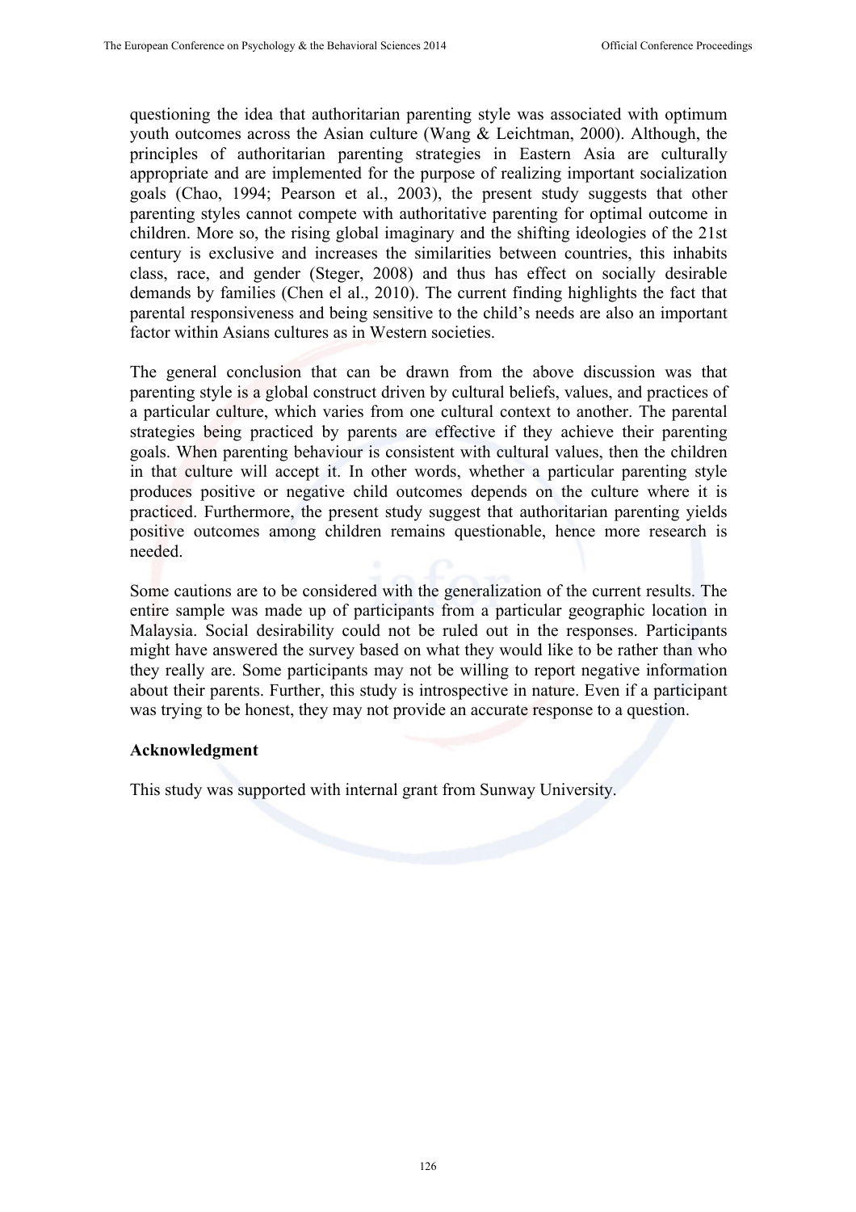questioning the idea that authoritarian parenting style was associated with optimum youth outcomes across the Asian culture (Wang & Leichtman, 2000). Although, the principles of authoritarian parenting strategies in Eastern Asia are culturally appropriate and are implemented for the purpose of realizing important socialization goals (Chao, 1994; Pearson et al., 2003), the present study suggests that other parenting styles cannot compete with authoritative parenting for optimal outcome in children. More so, the rising global imaginary and the shifting ideologies of the 21st century is exclusive and increases the similarities between countries, this inhabits class, race, and gender (Steger, 2008) and thus has effect on socially desirable demands by families (Chen el al., 2010). The current finding highlights the fact that parental responsiveness and being sensitive to the child's needs are also an important factor within Asians cultures as in Western societies.

The general conclusion that can be drawn from the above discussion was that parenting style is a global construct driven by cultural beliefs, values, and practices of a particular culture, which varies from one cultural context to another. The parental strategies being practiced by parents are effective if they achieve their parenting goals. When parenting behaviour is consistent with cultural values, then the children in that culture will accept it. In other words, whether a particular parenting style produces positive or negative child outcomes depends on the culture where it is practiced. Furthermore, the present study suggest that authoritarian parenting yields positive outcomes among children remains questionable, hence more research is needed.

Some cautions are to be considered with the generalization of the current results. The entire sample was made up of participants from a particular geographic location in Malaysia. Social desirability could not be ruled out in the responses. Participants might have answered the survey based on what they would like to be rather than who they really are. Some participants may not be willing to report negative information about their parents. Further, this study is introspective in nature. Even if a participant was trying to be honest, they may not provide an accurate response to a question.

**Acknowledgment**

This study was supported with internal grant from Sunway University.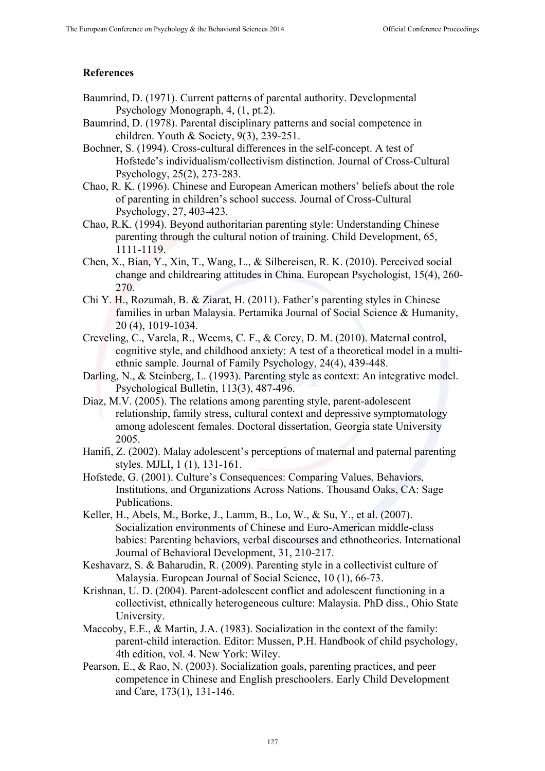## References

Baumrind, D. (1971). Current patterns of parental authority. Developmental Psychology Monograph, 4, (1, pt.2).

Baumrind, D. (1978). Parental disciplinary patterns and social competence in children. Youth & Society, 9(3), 239-251.

Bochner, S. (1994). Cross-cultural differences in the self-concept. A test of Hofstede's individualism/collectivism distinction. Journal of Cross-Cultural Psychology, 25(2), 273-283.

Chao, R. K. (1996). Chinese and European American mothers' beliefs about the role of parenting in children's school success. Journal of Cross-Cultural Psychology, 27, 403-423.

Chao, R.K. (1994). Beyond authoritarian parenting style: Understanding Chinese parenting through the cultural notion of training. Child Development, 65, 1111-1119.

Chen, X., Bian, Y., Xin, T., Wang, L., & Silbereisen, R. K. (2010). Perceived social change and childrearing attitudes in China. European Psychologist, 15(4), 260-270.

Chi Y. H., Rozumah, B. & Ziarat, H. (2011). Father's parenting styles in Chinese families in urban Malaysia. Pertamika Journal of Social Science & Humanity, 20 (4), 1019-1034.

Creveling, C., Varela, R., Weems, C. F., & Corey, D. M. (2010). Maternal control, cognitive style, and childhood anxiety: A test of a theoretical model in a multi-ethnic sample. Journal of Family Psychology, 24(4), 439-448.

Darling, N., & Steinberg, L. (1993). Parenting style as context: An integrative model. Psychological Bulletin, 113(3), 487-496.

Diaz, M.V. (2005). The relations among parenting style, parent-adolescent relationship, family stress, cultural context and depressive symptomatology among adolescent females. Doctoral dissertation, Georgia state University 2005.

Hanifi, Z. (2002). Malay adolescent's perceptions of maternal and paternal parenting styles. MJLI, 1 (1), 131-161.

Hofstede, G. (2001). Culture's Consequences: Comparing Values, Behaviors, Institutions, and Organizations Across Nations. Thousand Oaks, CA: Sage Publications.

Keller, H., Abels, M., Borke, J., Lamm, B., Lo, W., & Su, Y., et al. (2007). Socialization environments of Chinese and Euro-American middle-class babies: Parenting behaviors, verbal discourses and ethnotheories. International Journal of Behavioral Development, 31, 210-217.

Keshavarz, S. & Baharudin, R. (2009). Parenting style in a collectivist culture of Malaysia. European Journal of Social Science, 10 (1), 66-73.

Krishnan, U. D. (2004). Parent-adolescent conflict and adolescent functioning in a collectivist, ethnically heterogeneous culture: Malaysia. PhD diss., Ohio State University.

Maccoby, E.E., & Martin, J.A. (1983). Socialization in the context of the family: parent-child interaction. Editor: Mussen, P.H. Handbook of child psychology, 4th edition, vol. 4. New York: Wiley.

Pearson, E., & Rao, N. (2003). Socialization goals, parenting practices, and peer competence in Chinese and English preschoolers. Early Child Development and Care, 173(1), 131-146.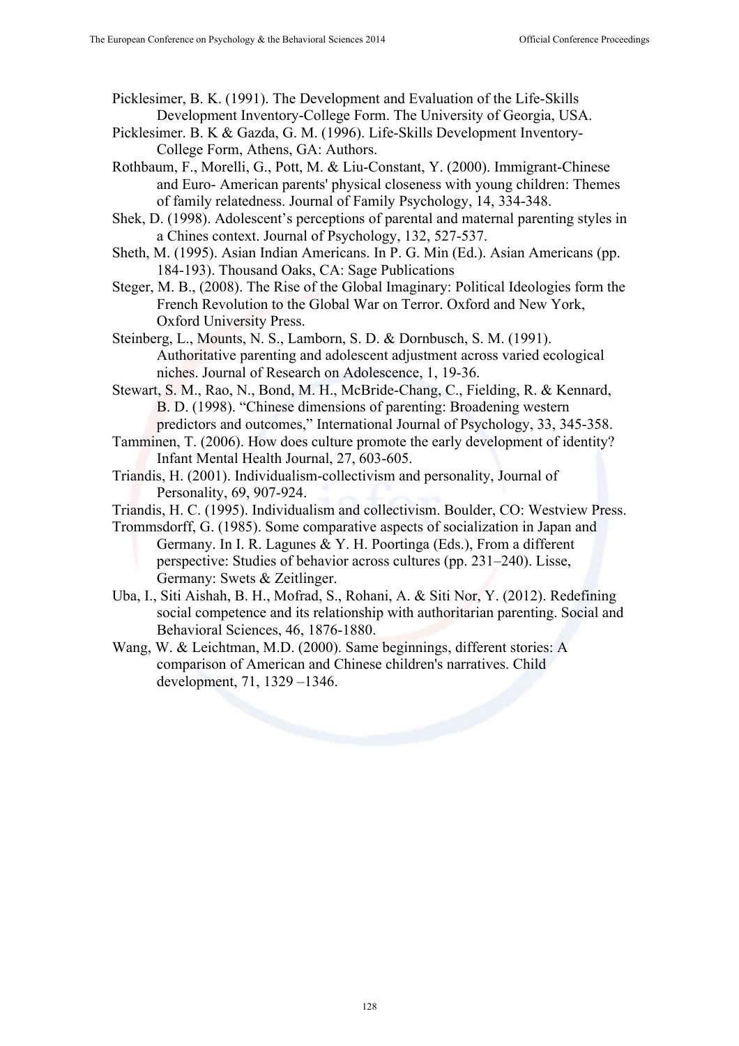Picklesimer, B. K. (1991). The Development and Evaluation of the Life-Skills Development Inventory-College Form. The University of Georgia, USA.

Picklesimer. B. K & Gazda, G. M. (1996). Life-Skills Development Inventory-College Form, Athens, GA: Authors.

Rothbaum, F., Morelli, G., Pott, M. & Liu-Constant, Y. (2000). Immigrant-Chinese and Euro- American parents' physical closeness with young children: Themes of family relatedness. Journal of Family Psychology, 14, 334-348.

Shek, D. (1998). Adolescent's perceptions of parental and maternal parenting styles in a Chines context. Journal of Psychology, 132, 527-537.

Sheth, M. (1995). Asian Indian Americans. In P. G. Min (Ed.). Asian Americans (pp. 184-193). Thousand Oaks, CA: Sage Publications

Steger, M. B., (2008). The Rise of the Global Imaginary: Political Ideologies form the French Revolution to the Global War on Terror. Oxford and New York, Oxford University Press.

Steinberg, L., Mounts, N. S., Lamborn, S. D. & Dornbusch, S. M. (1991). Authoritative parenting and adolescent adjustment across varied ecological niches. Journal of Research on Adolescence, 1, 19-36.

Stewart, S. M., Rao, N., Bond, M. H., McBride-Chang, C., Fielding, R. & Kennard, B. D. (1998). "Chinese dimensions of parenting: Broadening western predictors and outcomes," International Journal of Psychology, 33, 345-358.

Tamminen, T. (2006). How does culture promote the early development of identity? Infant Mental Health Journal, 27, 603-605.

Triandis, H. (2001). Individualism-collectivism and personality, Journal of Personality, 69, 907-924.

Triandis, H. C. (1995). Individualism and collectivism. Boulder, CO: Westview Press.

Trommsdorff, G. (1985). Some comparative aspects of socialization in Japan and Germany. In I. R. Lagunes & Y. H. Poortinga (Eds.), From a different perspective: Studies of behavior across cultures (pp. 231–240). Lisse, Germany: Swets & Zeitlinger.

Uba, I., Siti Aishah, B. H., Mofrad, S., Rohani, A. & Siti Nor, Y. (2012). Redefining social competence and its relationship with authoritarian parenting. Social and Behavioral Sciences, 46, 1876-1880.

Wang, W. & Leichtman, M.D. (2000). Same beginnings, different stories: A comparison of American and Chinese children's narratives. Child development, 71, 1329 –1346.